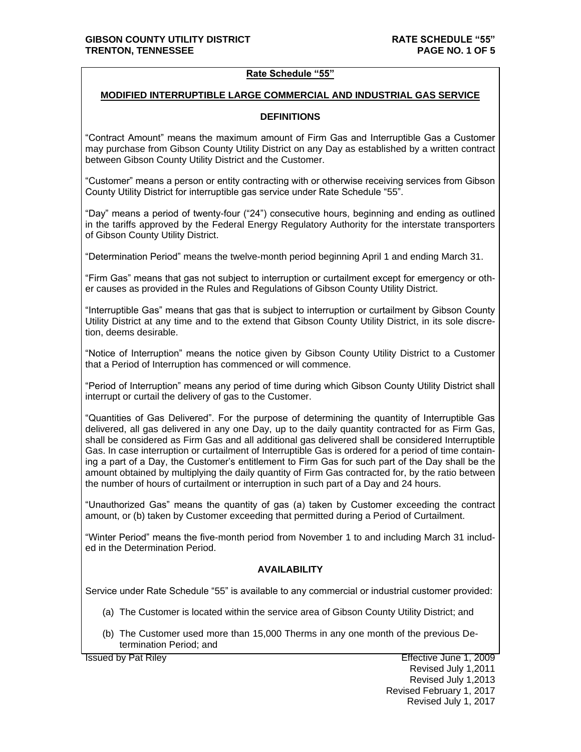## Rate Schedule "55"

### MODIFIED INTERRUPTIBLE LARGE COMMERCIAL AND INDUSTRIAL GAS SERVICE

#### DEFINITIONS

"Contract Amount" means the maximum amount of Firm Gas and Interruptible Gas a Customer may purchase from Gibson County Utility District on any Day as established by a written contract between Gibson County Utility District and the Customer.

"Customer" means a person or entity contracting with or otherwise receiving services from Gibson County Utility District for interruptible gas service under Rate Schedule "55".

"Day" means a period of twenty-four ("24") consecutive hours, beginning and ending as outlined in the tariffs approved by the Federal Energy Regulatory Authority for the interstate transporters of Gibson County Utility District.

"Determination Period" means the twelve-month period beginning April 1 and ending March 31.

"Firm Gas" means that gas not subject to interruption or curtailment except for emergency or other causes as provided in the Rules and Regulations of Gibson County Utility District.

"Interruptible Gas" means that gas that is subject to interruption or curtailment by Gibson County Utility District at any time and to the extend that Gibson County Utility District, in its sole discretion, deems desirable.

"Notice of Interruption" means the notice given by Gibson County Utility District to a Customer that a Period of Interruption has commenced or will commence.

"Period of Interruption" means any period of time during which Gibson County Utility District shall interrupt or curtail the delivery of gas to the Customer.

"Quantities of Gas Delivered". For the purpose of determining the quantity of Interruptible Gas delivered, all gas delivered in any one Day, up to the daily quantity contracted for as Firm Gas, shall be considered as Firm Gas and all additional gas delivered shall be considered Interruptible Gas. In case interruption or curtailment of Interruptible Gas is ordered for a period of time containing a part of a Day, the Customer's entitlement to Firm Gas for such part of the Day shall be the amount obtained by multiplying the daily quantity of Firm Gas contracted for, by the ratio between the number of hours of curtailment or interruption in such part of a Day and 24 hours.

"Unauthorized Gas" means the quantity of gas (a) taken by Customer exceeding the contract amount, or (b) taken by Customer exceeding that permitted during a Period of Curtailment.

"Winter Period" means the five-month period from November 1 to and including March 31 included in the Determination Period.

#### AVAILABILITY

Service under Rate Schedule "55" is available to any commercial or industrial customer provided:

(a) The Customer is located within the service area of Gibson County Utility District; and

(b) The Customer used more than 15,000 Therms in any one month of the previous Determination Period; and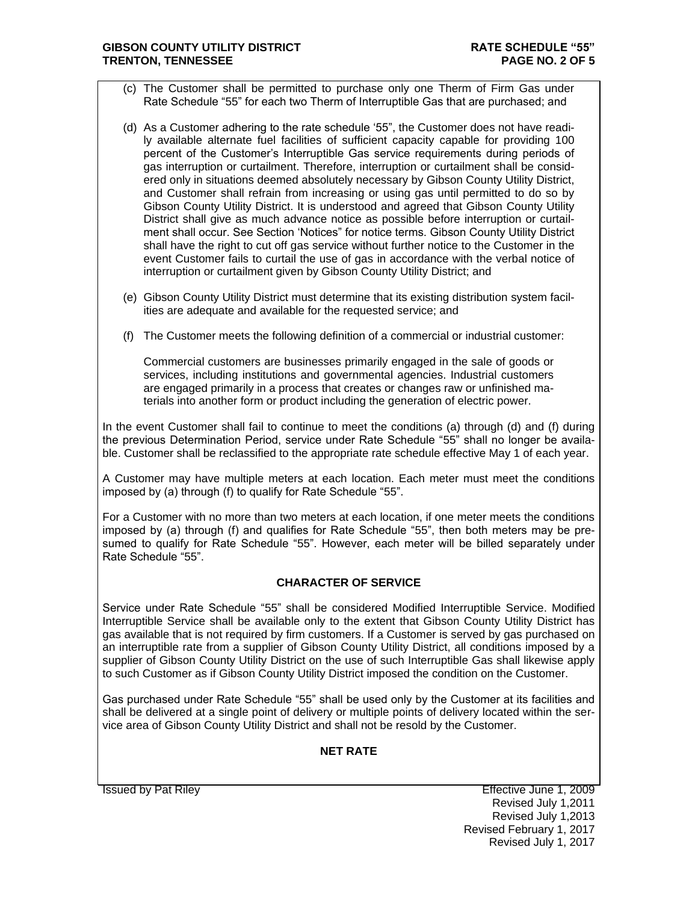(c) The Customer shall be permitted to purchase only one Therm of Firm Gas under Rate Schedule "55" for each two Therm of Interruptible Gas that are purchased; and

(d) As a Customer adhering to the rate schedule '55", the Customer does not have readily available alternate fuel facilities of sufficient capacity capable for providing 100 percent of the Customer's Interruptible Gas service requirements during periods of gas interruption or curtailment. Therefore, interruption or curtailment shall be considered only in situations deemed absolutely necessary by Gibson County Utility District, and Customer shall refrain from increasing or using gas until permitted to do so by Gibson County Utility District. It is understood and agreed that Gibson County Utility District shall give as much advance notice as possible before interruption or curtailment shall occur. See Section 'Notices" for notice terms. Gibson County Utility District shall have the right to cut off gas service without further notice to the Customer in the event Customer fails to curtail the use of gas in accordance with the verbal notice of interruption or curtailment given by Gibson County Utility District; and

(e) Gibson County Utility District must determine that its existing distribution system facilities are adequate and available for the requested service; and

(f) The Customer meets the following definition of a commercial or industrial customer:

Commercial customers are businesses primarily engaged in the sale of goods or services, including institutions and governmental agencies. Industrial customers are engaged primarily in a process that creates or changes raw or unfinished materials into another form or product including the generation of electric power.

In the event Customer shall fail to continue to meet the conditions (a) through (d) and (f) during the previous Determination Period, service under Rate Schedule "55" shall no longer be available. Customer shall be reclassified to the appropriate rate schedule effective May 1 of each year.

A Customer may have multiple meters at each location. Each meter must meet the conditions imposed by (a) through (f) to qualify for Rate Schedule "55".

For a Customer with no more than two meters at each location, if one meter meets the conditions imposed by (a) through (f) and qualifies for Rate Schedule "55", then both meters may be presumed to qualify for Rate Schedule "55". However, each meter will be billed separately under Rate Schedule "55".

## CHARACTER OF SERVICE

Service under Rate Schedule "55" shall be considered Modified Interruptible Service. Modified Interruptible Service shall be available only to the extent that Gibson County Utility District has gas available that is not required by firm customers. If a Customer is served by gas purchased on an interruptible rate from a supplier of Gibson County Utility District, all conditions imposed by a supplier of Gibson County Utility District on the use of such Interruptible Gas shall likewise apply to such Customer as if Gibson County Utility District imposed the condition on the Customer.

Gas purchased under Rate Schedule "55" shall be used only by the Customer at its facilities and shall be delivered at a single point of delivery or multiple points of delivery located within the service area of Gibson County Utility District and shall not be resold by the Customer.

## NET RATE

Issued by Pat Riley

Effective June 1, 2009
Revised July 1,2011
Revised July 1,2013
Revised February 1, 2017
Revised July 1, 2017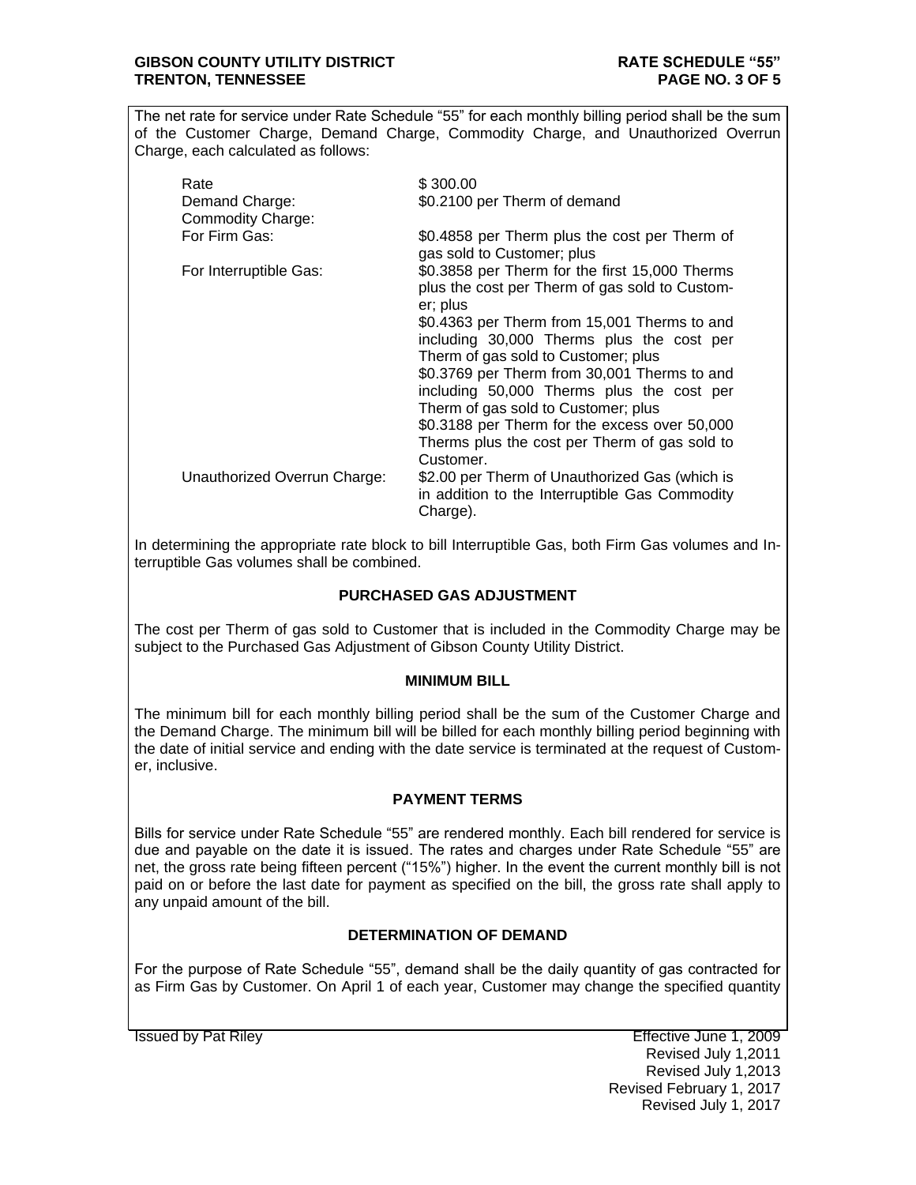The net rate for service under Rate Schedule "55" for each monthly billing period shall be the sum of the Customer Charge, Demand Charge, Commodity Charge, and Unauthorized Overrun Charge, each calculated as follows:

| | |
|---|---|
| Rate | $ 300.00 |
| Demand Charge: | $0.2100 per Therm of demand |
| Commodity Charge: | |
| For Firm Gas: | $0.4858 per Therm plus the cost per Therm of gas sold to Customer; plus |
| For Interruptible Gas: | $0.3858 per Therm for the first 15,000 Therms plus the cost per Therm of gas sold to Customer; plus |
| | $0.4363 per Therm from 15,001 Therms to and including 30,000 Therms plus the cost per Therm of gas sold to Customer; plus |
| | $0.3769 per Therm from 30,001 Therms to and including 50,000 Therms plus the cost per Therm of gas sold to Customer; plus |
| | $0.3188 per Therm for the excess over 50,000 Therms plus the cost per Therm of gas sold to Customer. |
| Unauthorized Overrun Charge: | $2.00 per Therm of Unauthorized Gas (which is in addition to the Interruptible Gas Commodity Charge). |

In determining the appropriate rate block to bill Interruptible Gas, both Firm Gas volumes and Interruptible Gas volumes shall be combined.

## PURCHASED GAS ADJUSTMENT

The cost per Therm of gas sold to Customer that is included in the Commodity Charge may be subject to the Purchased Gas Adjustment of Gibson County Utility District.

## MINIMUM BILL

The minimum bill for each monthly billing period shall be the sum of the Customer Charge and the Demand Charge. The minimum bill will be billed for each monthly billing period beginning with the date of initial service and ending with the date service is terminated at the request of Customer, inclusive.

## PAYMENT TERMS

Bills for service under Rate Schedule "55" are rendered monthly. Each bill rendered for service is due and payable on the date it is issued. The rates and charges under Rate Schedule "55" are net, the gross rate being fifteen percent ("15%") higher. In the event the current monthly bill is not paid on or before the last date for payment as specified on the bill, the gross rate shall apply to any unpaid amount of the bill.

## DETERMINATION OF DEMAND

For the purpose of Rate Schedule "55", demand shall be the daily quantity of gas contracted for as Firm Gas by Customer. On April 1 of each year, Customer may change the specified quantity

Issued by Pat Riley

Effective June 1, 2009
Revised July 1,2011
Revised July 1,2013
Revised February 1, 2017
Revised July 1, 2017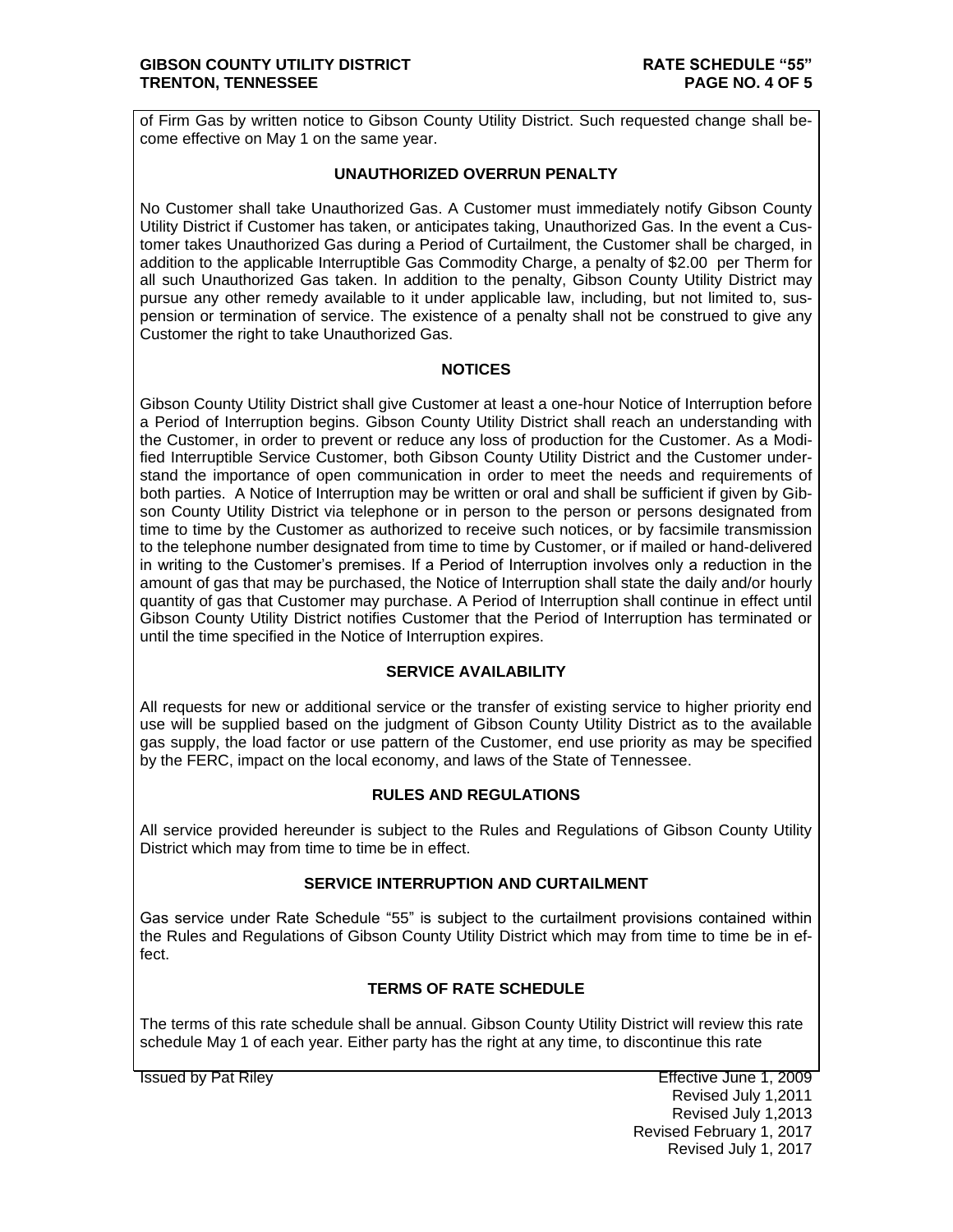of Firm Gas by written notice to Gibson County Utility District. Such requested change shall become effective on May 1 on the same year.

## UNAUTHORIZED OVERRUN PENALTY

No Customer shall take Unauthorized Gas. A Customer must immediately notify Gibson County Utility District if Customer has taken, or anticipates taking, Unauthorized Gas. In the event a Customer takes Unauthorized Gas during a Period of Curtailment, the Customer shall be charged, in addition to the applicable Interruptible Gas Commodity Charge, a penalty of $2.00 per Therm for all such Unauthorized Gas taken. In addition to the penalty, Gibson County Utility District may pursue any other remedy available to it under applicable law, including, but not limited to, suspension or termination of service. The existence of a penalty shall not be construed to give any Customer the right to take Unauthorized Gas.

## NOTICES

Gibson County Utility District shall give Customer at least a one-hour Notice of Interruption before a Period of Interruption begins. Gibson County Utility District shall reach an understanding with the Customer, in order to prevent or reduce any loss of production for the Customer. As a Modified Interruptible Service Customer, both Gibson County Utility District and the Customer understand the importance of open communication in order to meet the needs and requirements of both parties. A Notice of Interruption may be written or oral and shall be sufficient if given by Gibson County Utility District via telephone or in person to the person or persons designated from time to time by the Customer as authorized to receive such notices, or by facsimile transmission to the telephone number designated from time to time by Customer, or if mailed or hand-delivered in writing to the Customer's premises. If a Period of Interruption involves only a reduction in the amount of gas that may be purchased, the Notice of Interruption shall state the daily and/or hourly quantity of gas that Customer may purchase. A Period of Interruption shall continue in effect until Gibson County Utility District notifies Customer that the Period of Interruption has terminated or until the time specified in the Notice of Interruption expires.

## SERVICE AVAILABILITY

All requests for new or additional service or the transfer of existing service to higher priority end use will be supplied based on the judgment of Gibson County Utility District as to the available gas supply, the load factor or use pattern of the Customer, end use priority as may be specified by the FERC, impact on the local economy, and laws of the State of Tennessee.

## RULES AND REGULATIONS

All service provided hereunder is subject to the Rules and Regulations of Gibson County Utility District which may from time to time be in effect.

## SERVICE INTERRUPTION AND CURTAILMENT

Gas service under Rate Schedule "55" is subject to the curtailment provisions contained within the Rules and Regulations of Gibson County Utility District which may from time to time be in effect.

## TERMS OF RATE SCHEDULE

The terms of this rate schedule shall be annual. Gibson County Utility District will review this rate schedule May 1 of each year. Either party has the right at any time, to discontinue this rate

Issued by Pat Riley

Effective June 1, 2009
Revised July 1,2011
Revised July 1,2013
Revised February 1, 2017
Revised July 1, 2017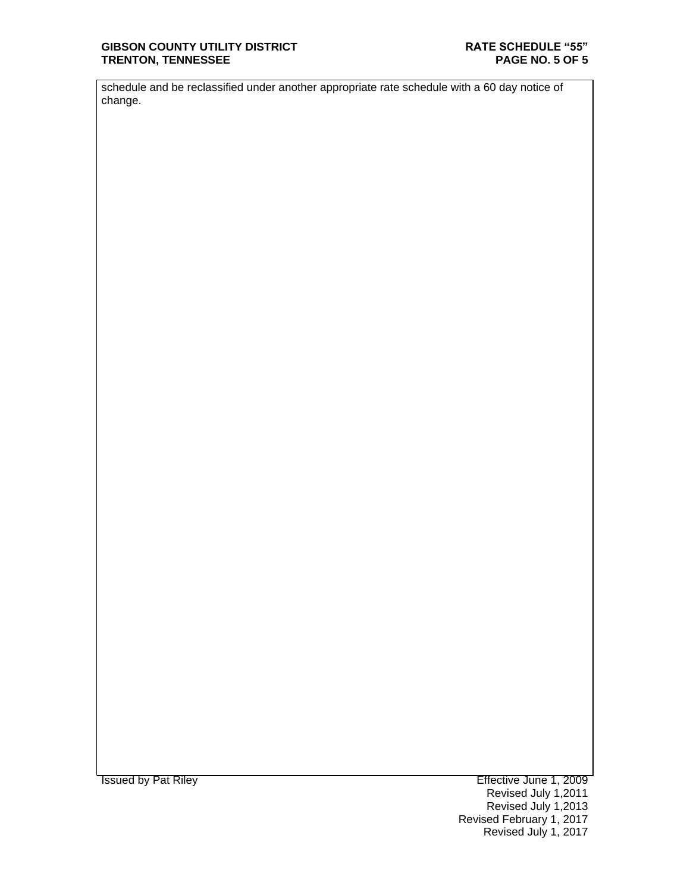schedule and be reclassified under another appropriate rate schedule with a 60 day notice of change.

Issued by Pat Riley

Effective June 1, 2009
Revised July 1,2011
Revised July 1,2013
Revised February 1, 2017
Revised July 1, 2017